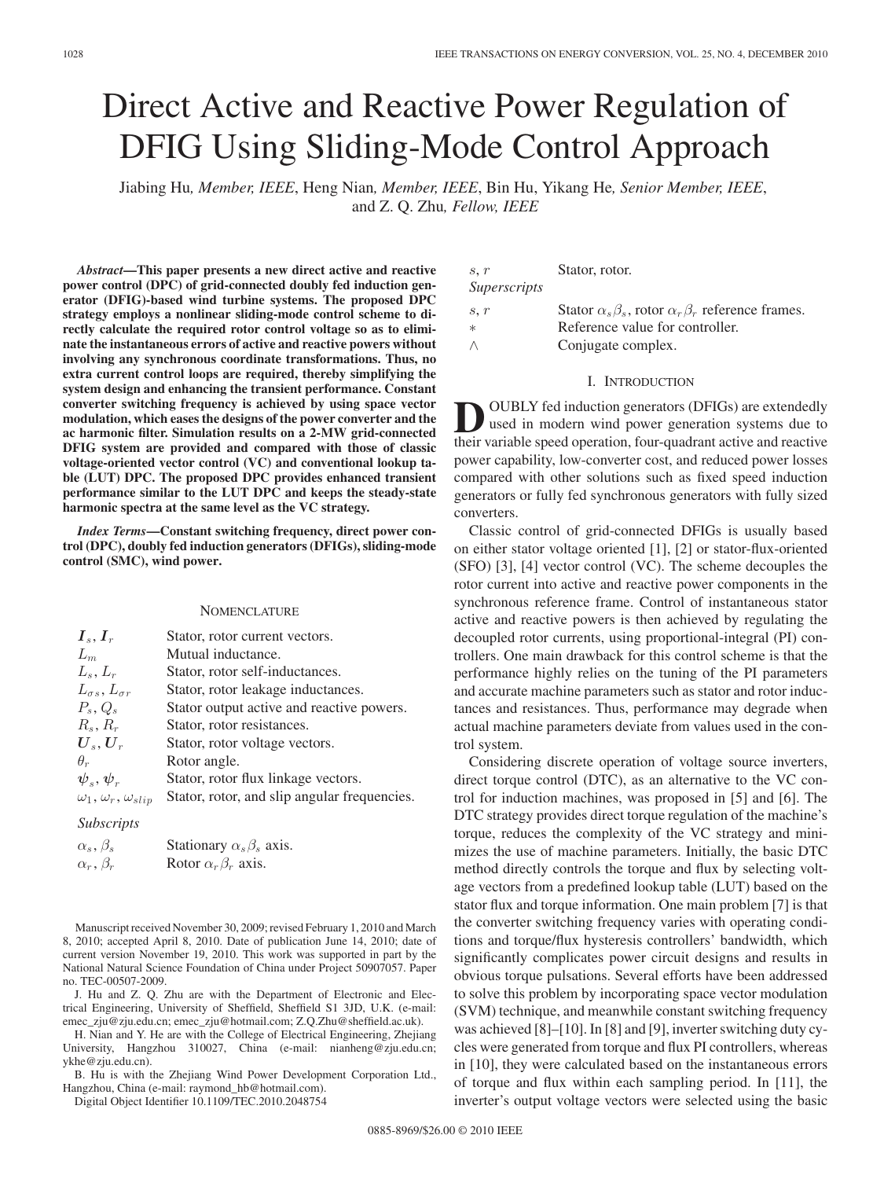# Direct Active and Reactive Power Regulation of DFIG Using Sliding-Mode Control Approach

Jiabing Hu, *Member, IEEE*, Heng Nian, *Member, IEEE*, Bin Hu, Yikang He, *Senior Member, IEEE*, and Z. Q. Zhu, *Fellow, IEEE*

***Abstract*—This paper presents a new direct active and reactive power control (DPC) of grid-connected doubly fed induction generator (DFIG)-based wind turbine systems. The proposed DPC strategy employs a nonlinear sliding-mode control scheme to directly calculate the required rotor control voltage so as to eliminate the instantaneous errors of active and reactive powers without involving any synchronous coordinate transformations. Thus, no extra current control loops are required, thereby simplifying the system design and enhancing the transient performance. Constant converter switching frequency is achieved by using space vector modulation, which eases the designs of the power converter and the ac harmonic filter. Simulation results on a 2-MW grid-connected DFIG system are provided and compared with those of classic voltage-oriented vector control (VC) and conventional lookup table (LUT) DPC. The proposed DPC provides enhanced transient performance similar to the LUT DPC and keeps the steady-state harmonic spectra at the same level as the VC strategy.**

***Index Terms*—Constant switching frequency, direct power control (DPC), doubly fed induction generators (DFIGs), sliding-mode control (SMC), wind power.**

## NOMENCLATURE

| | |
|---|---|
| $\boldsymbol{I}_s, \boldsymbol{I}_r$ | Stator, rotor current vectors. |
| $L_m$ | Mutual inductance. |
| $L_s, L_r$ | Stator, rotor self-inductances. |
| $L_{\sigma s}, L_{\sigma r}$ | Stator, rotor leakage inductances. |
| $P_s, Q_s$ | Stator output active and reactive powers. |
| $R_s, R_r$ | Stator, rotor resistances. |
| $\boldsymbol{U}_s, \boldsymbol{U}_r$ | Stator, rotor voltage vectors. |
| $\theta_r$ | Rotor angle. |
| $\boldsymbol{\psi}_s, \boldsymbol{\psi}_r$ | Stator, rotor flux linkage vectors. |
| $\omega_1, \omega_r, \omega_{slip}$ | Stator, rotor, and slip angular frequencies. |

*Subscripts*

| | |
|---|---|
| $\alpha_s, \beta_s$ | Stationary $\alpha_s\beta_s$ axis. |
| $\alpha_r, \beta_r$ | Rotor $\alpha_r\beta_r$ axis. |
| $s, r$ | Stator, rotor. |

*Superscripts*

| | |
|---|---|
| $s, r$ | Stator $\alpha_s\beta_s$, rotor $\alpha_r\beta_r$ reference frames. |
| $*$ | Reference value for controller. |
| $\wedge$ | Conjugate complex. |

Manuscript received November 30, 2009; revised February 1, 2010 and March 8, 2010; accepted April 8, 2010. Date of publication June 14, 2010; date of current version November 19, 2010. This work was supported in part by the National Natural Science Foundation of China under Project 50907057. Paper no. TEC-00507-2009.

J. Hu and Z. Q. Zhu are with the Department of Electronic and Electrical Engineering, University of Sheffield, Sheffield S1 3JD, U.K. (e-mail: emec_zju@zju.edu.cn; emec_zju@hotmail.com; Z.Q.Zhu@sheffield.ac.uk).

H. Nian and Y. He are with the College of Electrical Engineering, Zhejiang University, Hangzhou 310027, China (e-mail: nianheng@zju.edu.cn; ykhe@zju.edu.cn).

B. Hu is with the Zhejiang Wind Power Development Corporation Ltd., Hangzhou, China (e-mail: raymond_hb@hotmail.com).

Digital Object Identifier 10.1109/TEC.2010.2048754

## I. INTRODUCTION

Doubly fed induction generators (DFIGs) are extendedly used in modern wind power generation systems due to their variable speed operation, four-quadrant active and reactive power capability, low-converter cost, and reduced power losses compared with other solutions such as fixed speed induction generators or fully fed synchronous generators with fully sized converters.

Classic control of grid-connected DFIGs is usually based on either stator voltage oriented [1], [2] or stator-flux-oriented (SFO) [3], [4] vector control (VC). The scheme decouples the rotor current into active and reactive power components in the synchronous reference frame. Control of instantaneous stator active and reactive powers is then achieved by regulating the decoupled rotor currents, using proportional-integral (PI) controllers. One main drawback for this control scheme is that the performance highly relies on the tuning of the PI parameters and accurate machine parameters such as stator and rotor inductances and resistances. Thus, performance may degrade when actual machine parameters deviate from values used in the control system.

Considering discrete operation of voltage source inverters, direct torque control (DTC), as an alternative to the VC control for induction machines, was proposed in [5] and [6]. The DTC strategy provides direct torque regulation of the machine's torque, reduces the complexity of the VC strategy and minimizes the use of machine parameters. Initially, the basic DTC method directly controls the torque and flux by selecting voltage vectors from a predefined lookup table (LUT) based on the stator flux and torque information. One main problem [7] is that the converter switching frequency varies with operating conditions and torque/flux hysteresis controllers' bandwidth, which significantly complicates power circuit designs and results in obvious torque pulsations. Several efforts have been addressed to solve this problem by incorporating space vector modulation (SVM) technique, and meanwhile constant switching frequency was achieved [8]–[10]. In [8] and [9], inverter switching duty cycles were generated from torque and flux PI controllers, whereas in [10], they were calculated based on the instantaneous errors of torque and flux within each sampling period. In [11], the inverter's output voltage vectors were selected using the basic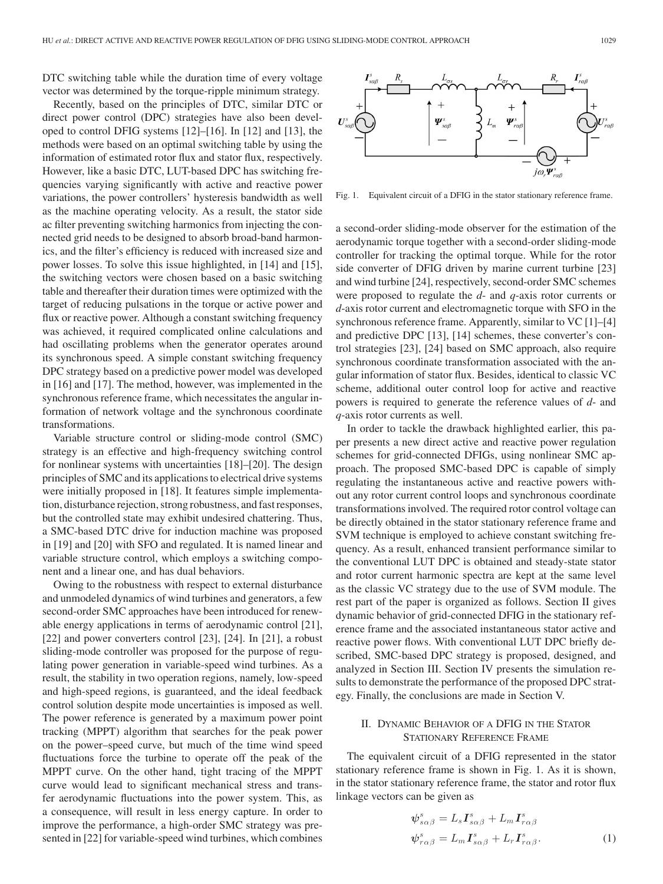DTC switching table while the duration time of every voltage vector was determined by the torque-ripple minimum strategy.

Recently, based on the principles of DTC, similar DTC or direct power control (DPC) strategies have also been developed to control DFIG systems [12]–[16]. In [12] and [13], the methods were based on an optimal switching table by using the information of estimated rotor flux and stator flux, respectively. However, like a basic DTC, LUT-based DPC has switching frequencies varying significantly with active and reactive power variations, the power controllers' hysteresis bandwidth as well as the machine operating velocity. As a result, the stator side ac filter preventing switching harmonics from injecting the connected grid needs to be designed to absorb broad-band harmonics, and the filter's efficiency is reduced with increased size and power losses. To solve this issue highlighted, in [14] and [15], the switching vectors were chosen based on a basic switching table and thereafter their duration times were optimized with the target of reducing pulsations in the torque or active power and flux or reactive power. Although a constant switching frequency was achieved, it required complicated online calculations and had oscillating problems when the generator operates around its synchronous speed. A simple constant switching frequency DPC strategy based on a predictive power model was developed in [16] and [17]. The method, however, was implemented in the synchronous reference frame, which necessitates the angular information of network voltage and the synchronous coordinate transformations.

Variable structure control or sliding-mode control (SMC) strategy is an effective and high-frequency switching control for nonlinear systems with uncertainties [18]–[20]. The design principles of SMC and its applications to electrical drive systems were initially proposed in [18]. It features simple implementation, disturbance rejection, strong robustness, and fast responses, but the controlled state may exhibit undesired chattering. Thus, a SMC-based DTC drive for induction machine was proposed in [19] and [20] with SFO and regulated. It is named linear and variable structure control, which employs a switching component and a linear one, and has dual behaviors.

Owing to the robustness with respect to external disturbance and unmodeled dynamics of wind turbines and generators, a few second-order SMC approaches have been introduced for renewable energy applications in terms of aerodynamic control [21], [22] and power converters control [23], [24]. In [21], a robust sliding-mode controller was proposed for the purpose of regulating power generation in variable-speed wind turbines. As a result, the stability in two operation regions, namely, low-speed and high-speed regions, is guaranteed, and the ideal feedback control solution despite mode uncertainties is imposed as well. The power reference is generated by a maximum power point tracking (MPPT) algorithm that searches for the peak power on the power–speed curve, but much of the time wind speed fluctuations force the turbine to operate off the peak of the MPPT curve. On the other hand, tight tracing of the MPPT curve would lead to significant mechanical stress and transfer aerodynamic fluctuations into the power system. This, as a consequence, will result in less energy capture. In order to improve the performance, a high-order SMC strategy was presented in [22] for variable-speed wind turbines, which combines a second-order sliding-mode observer for the estimation of the aerodynamic torque together with a second-order sliding-mode controller for tracking the optimal torque. While for the rotor side converter of DFIG driven by marine current turbine [23] and wind turbine [24], respectively, second-order SMC schemes were proposed to regulate the *d*- and *q*-axis rotor currents or *d*-axis rotor current and electromagnetic torque with SFO in the synchronous reference frame. Apparently, similar to VC [1]–[4] and predictive DPC [13], [14] schemes, these converter's control strategies [23], [24] based on SMC approach, also require synchronous coordinate transformation associated with the angular information of stator flux. Besides, identical to classic VC scheme, additional outer control loop for active and reactive powers is required to generate the reference values of *d*- and *q*-axis rotor currents as well.

$I^s_{s\alpha\beta}$ $R_s$ $L_{\sigma s}$ $L_{\sigma r}$ $R_r$ $I^s_{r\alpha\beta}$

$U^s_{s\alpha\beta}$ $\Psi^s_{s\alpha\beta}$ $L_m$ $\Psi^s_{r\alpha\beta}$ $U^s_{r\alpha\beta}$

$j\omega_r\Psi^s_{r\alpha\beta}$

Fig. 1. Equivalent circuit of a DFIG in the stator stationary reference frame.

In order to tackle the drawback highlighted earlier, this paper presents a new direct active and reactive power regulation schemes for grid-connected DFIGs, using nonlinear SMC approach. The proposed SMC-based DPC is capable of simply regulating the instantaneous active and reactive powers without any rotor current control loops and synchronous coordinate transformations involved. The required rotor control voltage can be directly obtained in the stator stationary reference frame and SVM technique is employed to achieve constant switching frequency. As a result, enhanced transient performance similar to the conventional LUT DPC is obtained and steady-state stator and rotor current harmonic spectra are kept at the same level as the classic VC strategy due to the use of SVM module. The rest part of the paper is organized as follows. Section II gives dynamic behavior of grid-connected DFIG in the stationary reference frame and the associated instantaneous stator active and reactive power flows. With conventional LUT DPC briefly described, SMC-based DPC strategy is proposed, designed, and analyzed in Section III. Section IV presents the simulation results to demonstrate the performance of the proposed DPC strategy. Finally, the conclusions are made in Section V.

## II. Dynamic Behavior of a DFIG in the Stator Stationary Reference Frame

The equivalent circuit of a DFIG represented in the stator stationary reference frame is shown in Fig. 1. As it is shown, in the stator stationary reference frame, the stator and rotor flux linkage vectors can be given as

$$\begin{aligned} \psi^s_{s\alpha\beta} &= L_s I^s_{s\alpha\beta} + L_m I^s_{r\alpha\beta} \\ \psi^s_{r\alpha\beta} &= L_m I^s_{s\alpha\beta} + L_r I^s_{r\alpha\beta}. \end{aligned} \tag{1}$$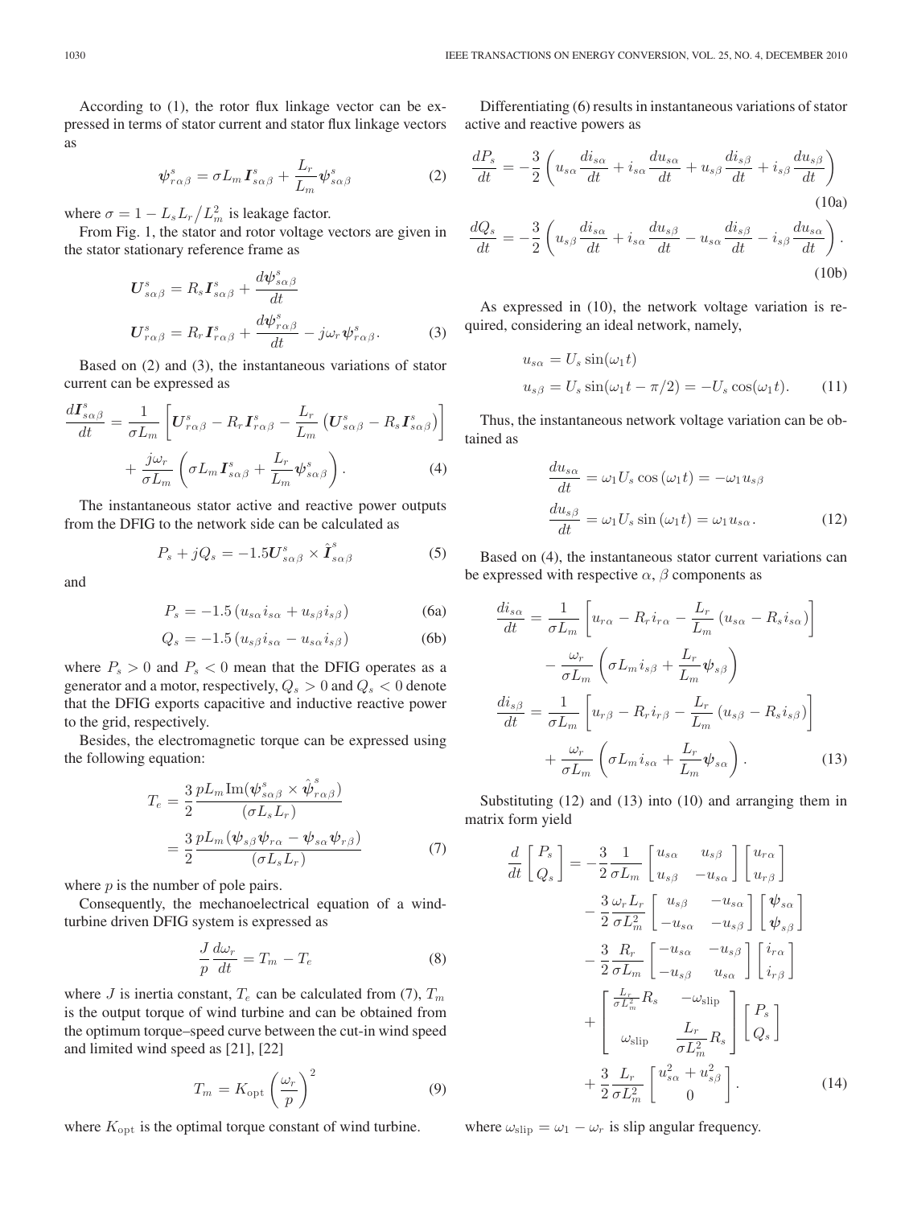According to (1), the rotor flux linkage vector can be expressed in terms of stator current and stator flux linkage vectors as

$$\boldsymbol{\psi}^s_{r\alpha\beta} = \sigma L_m \boldsymbol{I}^s_{s\alpha\beta} + \frac{L_r}{L_m}\boldsymbol{\psi}^s_{s\alpha\beta} \tag{2}$$

where $\sigma = 1 - L_s L_r / L_m^2$ is leakage factor.

From Fig. 1, the stator and rotor voltage vectors are given in the stator stationary reference frame as

$$\begin{aligned}\boldsymbol{U}^s_{s\alpha\beta} &= R_s \boldsymbol{I}^s_{s\alpha\beta} + \frac{d\boldsymbol{\psi}^s_{s\alpha\beta}}{dt}\\ \boldsymbol{U}^s_{r\alpha\beta} &= R_r \boldsymbol{I}^s_{r\alpha\beta} + \frac{d\boldsymbol{\psi}^s_{r\alpha\beta}}{dt} - j\omega_r \boldsymbol{\psi}^s_{r\alpha\beta}.\end{aligned} \tag{3}$$

Based on (2) and (3), the instantaneous variations of stator current can be expressed as

$$\begin{aligned}\frac{d\boldsymbol{I}^s_{s\alpha\beta}}{dt} &= \frac{1}{\sigma L_m}\left[\boldsymbol{U}^s_{r\alpha\beta} - R_r \boldsymbol{I}^s_{r\alpha\beta} - \frac{L_r}{L_m}\left(\boldsymbol{U}^s_{s\alpha\beta} - R_s \boldsymbol{I}^s_{s\alpha\beta}\right)\right]\\ &\quad + \frac{j\omega_r}{\sigma L_m}\left(\sigma L_m \boldsymbol{I}^s_{s\alpha\beta} + \frac{L_r}{L_m}\boldsymbol{\psi}^s_{s\alpha\beta}\right).\end{aligned} \tag{4}$$

The instantaneous stator active and reactive power outputs from the DFIG to the network side can be calculated as

$$P_s + jQ_s = -1.5 \boldsymbol{U}^s_{s\alpha\beta} \times \hat{\boldsymbol{I}}^s_{s\alpha\beta} \tag{5}$$

and

$$P_s = -1.5\left(u_{s\alpha} i_{s\alpha} + u_{s\beta} i_{s\beta}\right) \tag{6a}$$

$$Q_s = -1.5\left(u_{s\beta} i_{s\alpha} - u_{s\alpha} i_{s\beta}\right) \tag{6b}$$

where $P_s > 0$ and $P_s < 0$ mean that the DFIG operates as a generator and a motor, respectively, $Q_s > 0$ and $Q_s < 0$ denote that the DFIG exports capacitive and inductive reactive power to the grid, respectively.

Besides, the electromagnetic torque can be expressed using the following equation:

$$\begin{aligned}T_e &= \frac{3}{2}\frac{pL_m \operatorname{Im}(\boldsymbol{\psi}^s_{s\alpha\beta} \times \hat{\boldsymbol{\psi}}^s_{r\alpha\beta})}{(\sigma L_s L_r)}\\ &= \frac{3}{2}\frac{pL_m(\boldsymbol{\psi}_{s\beta}\boldsymbol{\psi}_{r\alpha} - \boldsymbol{\psi}_{s\alpha}\boldsymbol{\psi}_{r\beta})}{(\sigma L_s L_r)}\end{aligned} \tag{7}$$

where $p$ is the number of pole pairs.

Consequently, the mechanoelectrical equation of a wind-turbine driven DFIG system is expressed as

$$\frac{J}{p}\frac{d\omega_r}{dt} = T_m - T_e \tag{8}$$

where $J$ is inertia constant, $T_e$ can be calculated from (7), $T_m$ is the output torque of wind turbine and can be obtained from the optimum torque–speed curve between the cut-in wind speed and limited wind speed as [21], [22]

$$T_m = K_{\text{opt}}\left(\frac{\omega_r}{p}\right)^2 \tag{9}$$

where $K_{\text{opt}}$ is the optimal torque constant of wind turbine.

Differentiating (6) results in instantaneous variations of stator active and reactive powers as

$$\frac{dP_s}{dt} = -\frac{3}{2}\left(u_{s\alpha}\frac{di_{s\alpha}}{dt} + i_{s\alpha}\frac{du_{s\alpha}}{dt} + u_{s\beta}\frac{di_{s\beta}}{dt} + i_{s\beta}\frac{du_{s\beta}}{dt}\right) \tag{10a}$$

$$\frac{dQ_s}{dt} = -\frac{3}{2}\left(u_{s\beta}\frac{di_{s\alpha}}{dt} + i_{s\alpha}\frac{du_{s\beta}}{dt} - u_{s\alpha}\frac{di_{s\beta}}{dt} - i_{s\beta}\frac{du_{s\alpha}}{dt}\right). \tag{10b}$$

As expressed in (10), the network voltage variation is required, considering an ideal network, namely,

$$\begin{aligned}u_{s\alpha} &= U_s \sin(\omega_1 t)\\ u_{s\beta} &= U_s \sin(\omega_1 t - \pi/2) = -U_s \cos(\omega_1 t).\end{aligned} \tag{11}$$

Thus, the instantaneous network voltage variation can be obtained as

$$\begin{aligned}\frac{du_{s\alpha}}{dt} &= \omega_1 U_s \cos(\omega_1 t) = -\omega_1 u_{s\beta}\\ \frac{du_{s\beta}}{dt} &= \omega_1 U_s \sin(\omega_1 t) = \omega_1 u_{s\alpha}.\end{aligned} \tag{12}$$

Based on (4), the instantaneous stator current variations can be expressed with respective $\alpha$, $\beta$ components as

$$\begin{aligned}\frac{di_{s\alpha}}{dt} &= \frac{1}{\sigma L_m}\left[u_{r\alpha} - R_r i_{r\alpha} - \frac{L_r}{L_m}\left(u_{s\alpha} - R_s i_{s\alpha}\right)\right]\\ &\quad - \frac{\omega_r}{\sigma L_m}\left(\sigma L_m i_{s\beta} + \frac{L_r}{L_m}\boldsymbol{\psi}_{s\beta}\right)\\ \frac{di_{s\beta}}{dt} &= \frac{1}{\sigma L_m}\left[u_{r\beta} - R_r i_{r\beta} - \frac{L_r}{L_m}\left(u_{s\beta} - R_s i_{s\beta}\right)\right]\\ &\quad + \frac{\omega_r}{\sigma L_m}\left(\sigma L_m i_{s\alpha} + \frac{L_r}{L_m}\boldsymbol{\psi}_{s\alpha}\right).\end{aligned} \tag{13}$$

Substituting (12) and (13) into (10) and arranging them in matrix form yield

$$\begin{aligned}\frac{d}{dt}\begin{bmatrix}P_s\\ Q_s\end{bmatrix} &= -\frac{3}{2}\frac{1}{\sigma L_m}\begin{bmatrix}u_{s\alpha} & u_{s\beta}\\ u_{s\beta} & -u_{s\alpha}\end{bmatrix}\begin{bmatrix}u_{r\alpha}\\ u_{r\beta}\end{bmatrix}\\ &\quad - \frac{3}{2}\frac{\omega_r L_r}{\sigma L_m^2}\begin{bmatrix}u_{s\beta} & -u_{s\alpha}\\ -u_{s\alpha} & -u_{s\beta}\end{bmatrix}\begin{bmatrix}\boldsymbol{\psi}_{s\alpha}\\ \boldsymbol{\psi}_{s\beta}\end{bmatrix}\\ &\quad - \frac{3}{2}\frac{R_r}{\sigma L_m}\begin{bmatrix}-u_{s\alpha} & -u_{s\beta}\\ -u_{s\beta} & u_{s\alpha}\end{bmatrix}\begin{bmatrix}i_{r\alpha}\\ i_{r\beta}\end{bmatrix}\\ &\quad + \begin{bmatrix}\frac{L_r}{\sigma L_m^2}R_s & -\omega_{\text{slip}}\\ \omega_{\text{slip}} & \frac{L_r}{\sigma L_m^2}R_s\end{bmatrix}\begin{bmatrix}P_s\\ Q_s\end{bmatrix}\\ &\quad + \frac{3}{2}\frac{L_r}{\sigma L_m^2}\begin{bmatrix}u_{s\alpha}^2 + u_{s\beta}^2\\ 0\end{bmatrix}.\end{aligned} \tag{14}$$

where $\omega_{\text{slip}} = \omega_1 - \omega_r$ is slip angular frequency.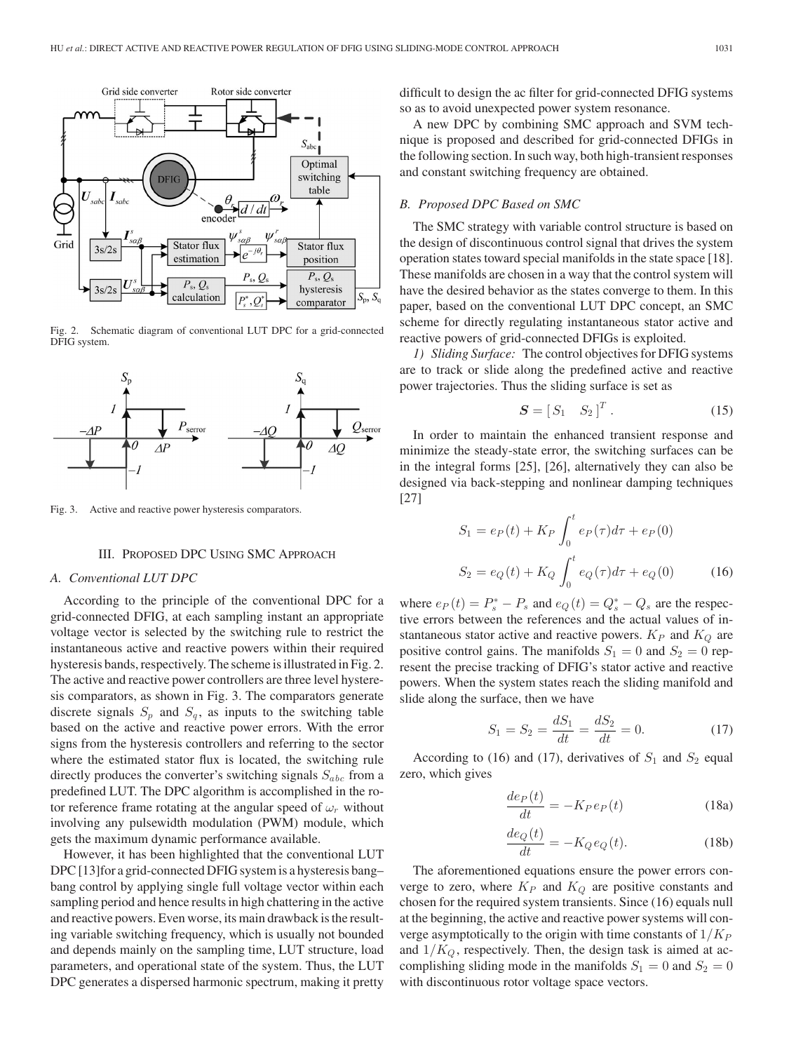Fig. 2. Schematic diagram of conventional LUT DPC for a grid-connected DFIG system.

Fig. 3. Active and reactive power hysteresis comparators.

## III. Proposed DPC Using SMC Approach

### A. Conventional LUT DPC

According to the principle of the conventional DPC for a grid-connected DFIG, at each sampling instant an appropriate voltage vector is selected by the switching rule to restrict the instantaneous active and reactive powers within their required hysteresis bands, respectively. The scheme is illustrated in Fig. 2. The active and reactive power controllers are three level hysteresis comparators, as shown in Fig. 3. The comparators generate discrete signals $S_p$ and $S_q$, as inputs to the switching table based on the active and reactive power errors. With the error signs from the hysteresis controllers and referring to the sector where the estimated stator flux is located, the switching rule directly produces the converter's switching signals $S_{abc}$ from a predefined LUT. The DPC algorithm is accomplished in the rotor reference frame rotating at the angular speed of $\omega_r$ without involving any pulsewidth modulation (PWM) module, which gets the maximum dynamic performance available.

However, it has been highlighted that the conventional LUT DPC [13] for a grid-connected DFIG system is a hysteresis bang–bang control by applying single full voltage vector within each sampling period and hence results in high chattering in the active and reactive powers. Even worse, its main drawback is the resulting variable switching frequency, which is usually not bounded and depends mainly on the sampling time, LUT structure, load parameters, and operational state of the system. Thus, the LUT DPC generates a dispersed harmonic spectrum, making it pretty difficult to design the ac filter for grid-connected DFIG systems so as to avoid unexpected power system resonance.

A new DPC by combining SMC approach and SVM technique is proposed and described for grid-connected DFIGs in the following section. In such way, both high-transient responses and constant switching frequency are obtained.

### B. Proposed DPC Based on SMC

The SMC strategy with variable control structure is based on the design of discontinuous control signal that drives the system operation states toward special manifolds in the state space [18]. These manifolds are chosen in a way that the control system will have the desired behavior as the states converge to them. In this paper, based on the conventional LUT DPC concept, an SMC scheme for directly regulating instantaneous stator active and reactive powers of grid-connected DFIGs is exploited.

*1) Sliding Surface:* The control objectives for DFIG systems are to track or slide along the predefined active and reactive power trajectories. Thus the sliding surface is set as

$$\boldsymbol{S} = [\,S_1 \quad S_2\,]^T. \tag{15}$$

In order to maintain the enhanced transient response and minimize the steady-state error, the switching surfaces can be in the integral forms [25], [26], alternatively they can also be designed via back-stepping and nonlinear damping techniques [27]

$$S_1 = e_P(t) + K_P \int_0^t e_P(\tau)d\tau + e_P(0)$$
$$S_2 = e_Q(t) + K_Q \int_0^t e_Q(\tau)d\tau + e_Q(0) \tag{16}$$

where $e_P(t) = P_s^* - P_s$ and $e_Q(t) = Q_s^* - Q_s$ are the respective errors between the references and the actual values of instantaneous stator active and reactive powers. $K_P$ and $K_Q$ are positive control gains. The manifolds $S_1 = 0$ and $S_2 = 0$ represent the precise tracking of DFIG's stator active and reactive powers. When the system states reach the sliding manifold and slide along the surface, then we have

$$S_1 = S_2 = \frac{dS_1}{dt} = \frac{dS_2}{dt} = 0. \tag{17}$$

According to (16) and (17), derivatives of $S_1$ and $S_2$ equal zero, which gives

$$\frac{de_P(t)}{dt} = -K_P e_P(t) \tag{18a}$$

$$\frac{de_Q(t)}{dt} = -K_Q e_Q(t). \tag{18b}$$

The aforementioned equations ensure the power errors converge to zero, where $K_P$ and $K_Q$ are positive constants and chosen for the required system transients. Since (16) equals null at the beginning, the active and reactive power systems will converge asymptotically to the origin with time constants of $1/K_P$ and $1/K_Q$, respectively. Then, the design task is aimed at accomplishing sliding mode in the manifolds $S_1 = 0$ and $S_2 = 0$ with discontinuous rotor voltage space vectors.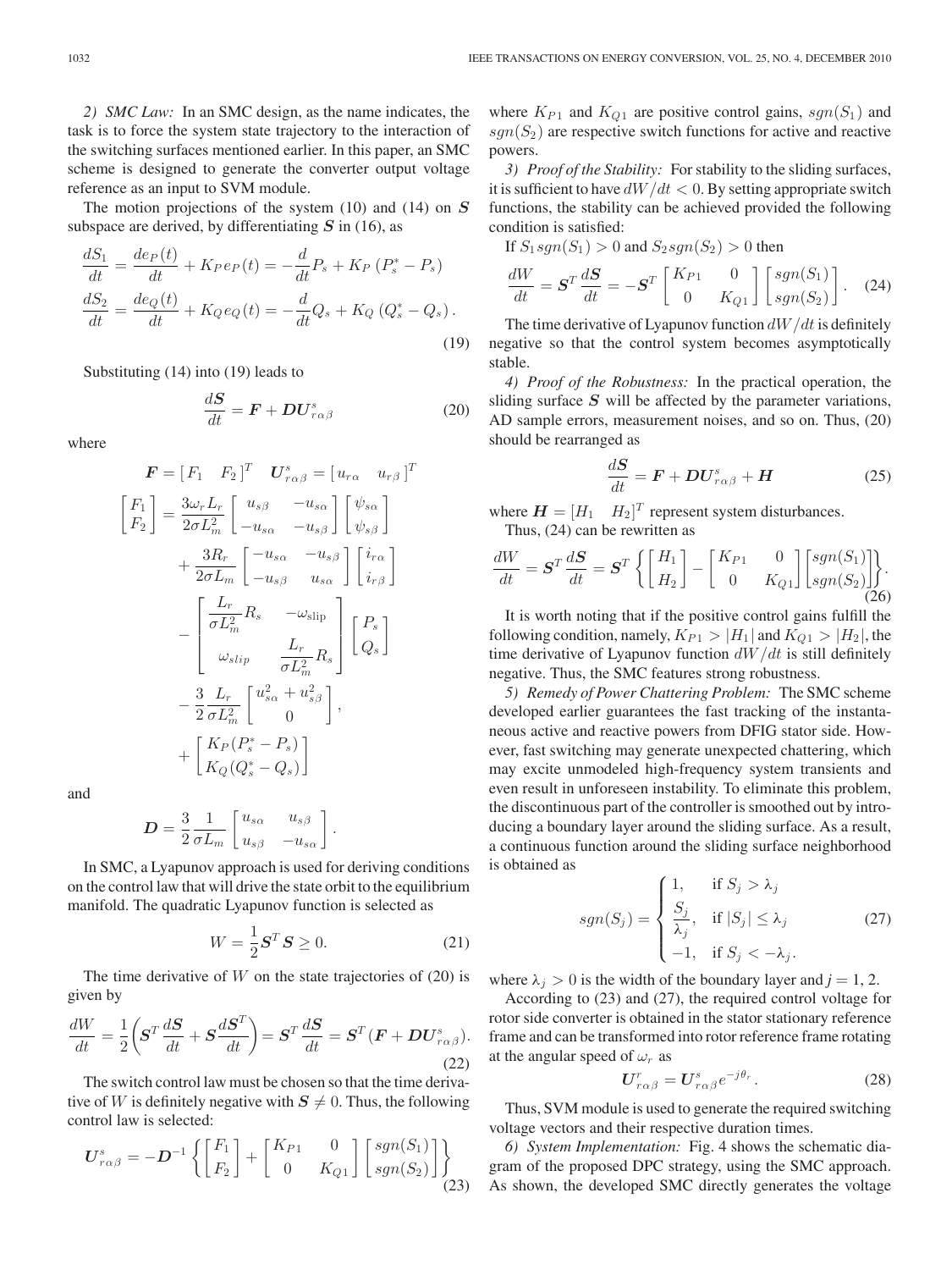*2) SMC Law:* In an SMC design, as the name indicates, the task is to force the system state trajectory to the interaction of the switching surfaces mentioned earlier. In this paper, an SMC scheme is designed to generate the converter output voltage reference as an input to SVM module.

The motion projections of the system (10) and (14) on $\boldsymbol{S}$ subspace are derived, by differentiating $\boldsymbol{S}$ in (16), as

$$\begin{aligned}\frac{dS_1}{dt} &= \frac{de_P(t)}{dt} + K_P e_P(t) = -\frac{d}{dt}P_s + K_P\left(P_s^* - P_s\right)\\ \frac{dS_2}{dt} &= \frac{de_Q(t)}{dt} + K_Q e_Q(t) = -\frac{d}{dt}Q_s + K_Q\left(Q_s^* - Q_s\right).\end{aligned} \tag{19}$$

Substituting (14) into (19) leads to

$$\frac{d\boldsymbol{S}}{dt} = \boldsymbol{F} + \boldsymbol{D}\boldsymbol{U}_{r\alpha\beta}^s \tag{20}$$

where

$$\boldsymbol{F} = \begin{bmatrix} F_1 & F_2 \end{bmatrix}^T \quad \boldsymbol{U}_{r\alpha\beta}^s = \begin{bmatrix} u_{r\alpha} & u_{r\beta} \end{bmatrix}^T$$

$$\begin{aligned}\begin{bmatrix} F_1 \\ F_2 \end{bmatrix} &= \frac{3\omega_r L_r}{2\sigma L_m^2}\begin{bmatrix} u_{s\beta} & -u_{s\alpha} \\ -u_{s\alpha} & -u_{s\beta} \end{bmatrix}\begin{bmatrix} \psi_{s\alpha} \\ \psi_{s\beta} \end{bmatrix}\\ &\quad + \frac{3R_r}{2\sigma L_m}\begin{bmatrix} -u_{s\alpha} & -u_{s\beta} \\ -u_{s\beta} & u_{s\alpha} \end{bmatrix}\begin{bmatrix} i_{r\alpha} \\ i_{r\beta} \end{bmatrix}\\ &\quad - \begin{bmatrix} \dfrac{L_r}{\sigma L_m^2}R_s & -\omega_{\text{slip}} \\ \omega_{slip} & \dfrac{L_r}{\sigma L_m^2}R_s \end{bmatrix}\begin{bmatrix} P_s \\ Q_s \end{bmatrix}\\ &\quad - \frac{3}{2}\frac{L_r}{\sigma L_m^2}\begin{bmatrix} u_{s\alpha}^2 + u_{s\beta}^2 \\ 0 \end{bmatrix},\\ &\quad + \begin{bmatrix} K_P(P_s^* - P_s) \\ K_Q(Q_s^* - Q_s) \end{bmatrix}\end{aligned}$$

and

$$\boldsymbol{D} = \frac{3}{2}\frac{1}{\sigma L_m}\begin{bmatrix} u_{s\alpha} & u_{s\beta} \\ u_{s\beta} & -u_{s\alpha} \end{bmatrix}.$$

In SMC, a Lyapunov approach is used for deriving conditions on the control law that will drive the state orbit to the equilibrium manifold. The quadratic Lyapunov function is selected as

$$W = \frac{1}{2}\boldsymbol{S}^T\boldsymbol{S} \geq 0. \tag{21}$$

The time derivative of $W$ on the state trajectories of (20) is given by

$$\frac{dW}{dt} = \frac{1}{2}\left(\boldsymbol{S}^T\frac{d\boldsymbol{S}}{dt} + \boldsymbol{S}\frac{d\boldsymbol{S}^T}{dt}\right) = \boldsymbol{S}^T\frac{d\boldsymbol{S}}{dt} = \boldsymbol{S}^T(\boldsymbol{F} + \boldsymbol{D}\boldsymbol{U}_{r\alpha\beta}^s). \tag{22}$$

The switch control law must be chosen so that the time derivative of $W$ is definitely negative with $\boldsymbol{S} \neq 0$. Thus, the following control law is selected:

$$\boldsymbol{U}_{r\alpha\beta}^s = -\boldsymbol{D}^{-1}\left\{\begin{bmatrix} F_1 \\ F_2 \end{bmatrix} + \begin{bmatrix} K_{P1} & 0 \\ 0 & K_{Q1} \end{bmatrix}\begin{bmatrix} sgn(S_1) \\ sgn(S_2) \end{bmatrix}\right\} \tag{23}$$

where $K_{P1}$ and $K_{Q1}$ are positive control gains, $sgn(S_1)$ and $sgn(S_2)$ are respective switch functions for active and reactive powers.

*3) Proof of the Stability:* For stability to the sliding surfaces, it is sufficient to have $dW/dt < 0$. By setting appropriate switch functions, the stability can be achieved provided the following condition is satisfied:

If $S_1 sgn(S_1) > 0$ and $S_2 sgn(S_2) > 0$ then

$$\frac{dW}{dt} = \boldsymbol{S}^T\frac{d\boldsymbol{S}}{dt} = -\boldsymbol{S}^T\begin{bmatrix} K_{P1} & 0 \\ 0 & K_{Q1} \end{bmatrix}\begin{bmatrix} sgn(S_1) \\ sgn(S_2) \end{bmatrix}. \tag{24}$$

The time derivative of Lyapunov function $dW/dt$ is definitely negative so that the control system becomes asymptotically stable.

*4) Proof of the Robustness:* In the practical operation, the sliding surface $\boldsymbol{S}$ will be affected by the parameter variations, AD sample errors, measurement noises, and so on. Thus, (20) should be rearranged as

$$\frac{d\boldsymbol{S}}{dt} = \boldsymbol{F} + \boldsymbol{D}\boldsymbol{U}_{r\alpha\beta}^s + \boldsymbol{H} \tag{25}$$

where $\boldsymbol{H} = [H_1 \quad H_2]^T$ represent system disturbances.

Thus, (24) can be rewritten as

$$\frac{dW}{dt} = \boldsymbol{S}^T\frac{d\boldsymbol{S}}{dt} = \boldsymbol{S}^T\left\{\begin{bmatrix} H_1 \\ H_2 \end{bmatrix} - \begin{bmatrix} K_{P1} & 0 \\ 0 & K_{Q1} \end{bmatrix}\begin{bmatrix} sgn(S_1) \\ sgn(S_2) \end{bmatrix}\right\}. \tag{26}$$

It is worth noting that if the positive control gains fulfill the following condition, namely, $K_{P1} > |H_1|$ and $K_{Q1} > |H_2|$, the time derivative of Lyapunov function $dW/dt$ is still definitely negative. Thus, the SMC features strong robustness.

*5) Remedy of Power Chattering Problem:* The SMC scheme developed earlier guarantees the fast tracking of the instantaneous active and reactive powers from DFIG stator side. However, fast switching may generate unexpected chattering, which may excite unmodeled high-frequency system transients and even result in unforeseen instability. To eliminate this problem, the discontinuous part of the controller is smoothed out by introducing a boundary layer around the sliding surface. As a result, a continuous function around the sliding surface neighborhood is obtained as

$$sgn(S_j) = \begin{cases} 1, & \text{if } S_j > \lambda_j \\ \dfrac{S_j}{\lambda_j}, & \text{if } |S_j| \leq \lambda_j \\ -1, & \text{if } S_j < -\lambda_j. \end{cases} \tag{27}$$

where $\lambda_j > 0$ is the width of the boundary layer and $j = 1, 2$.

According to (23) and (27), the required control voltage for rotor side converter is obtained in the stator stationary reference frame and can be transformed into rotor reference frame rotating at the angular speed of $\omega_r$ as

$$\boldsymbol{U}_{r\alpha\beta}^r = \boldsymbol{U}_{r\alpha\beta}^s e^{-j\theta_r}. \tag{28}$$

Thus, SVM module is used to generate the required switching voltage vectors and their respective duration times.

*6) System Implementation:* Fig. 4 shows the schematic diagram of the proposed DPC strategy, using the SMC approach. As shown, the developed SMC directly generates the voltage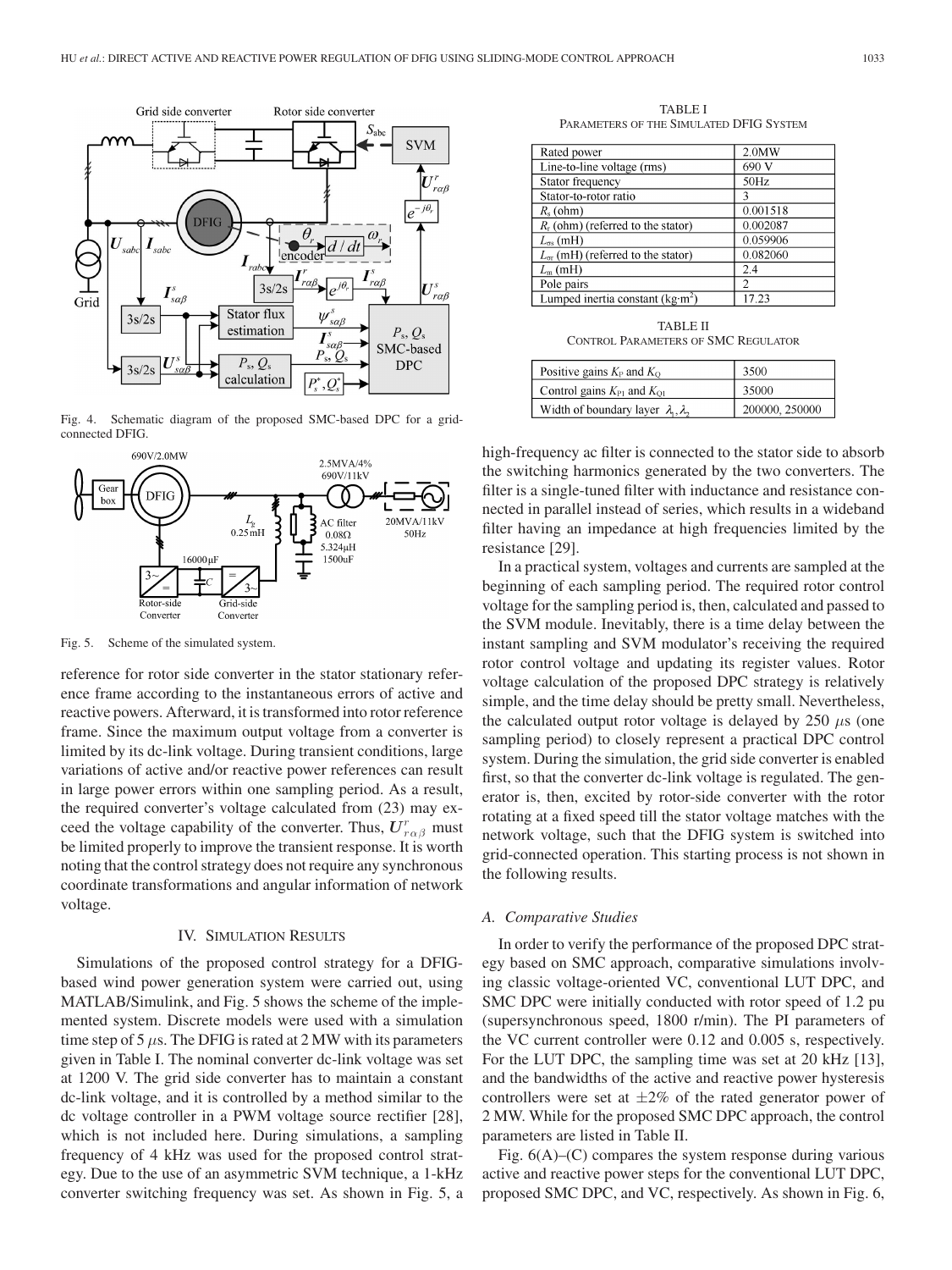Fig. 4. Schematic diagram of the proposed SMC-based DPC for a grid-connected DFIG.

Fig. 5. Scheme of the simulated system.

reference for rotor side converter in the stator stationary reference frame according to the instantaneous errors of active and reactive powers. Afterward, it is transformed into rotor reference frame. Since the maximum output voltage from a converter is limited by its dc-link voltage. During transient conditions, large variations of active and/or reactive power references can result in large power errors within one sampling period. As a result, the required converter's voltage calculated from (23) may exceed the voltage capability of the converter. Thus, $\boldsymbol{U}^{r}_{r\alpha\beta}$ must be limited properly to improve the transient response. It is worth noting that the control strategy does not require any synchronous coordinate transformations and angular information of network voltage.

## IV. Simulation Results

Simulations of the proposed control strategy for a DFIG-based wind power generation system were carried out, using MATLAB/Simulink, and Fig. 5 shows the scheme of the implemented system. Discrete models were used with a simulation time step of 5 $\mu$s. The DFIG is rated at 2 MW with its parameters given in Table I. The nominal converter dc-link voltage was set at 1200 V. The grid side converter has to maintain a constant dc-link voltage, and it is controlled by a method similar to the dc voltage controller in a PWM voltage source rectifier [28], which is not included here. During simulations, a sampling frequency of 4 kHz was used for the proposed control strategy. Due to the use of an asymmetric SVM technique, a 1-kHz converter switching frequency was set. As shown in Fig. 5, a high-frequency ac filter is connected to the stator side to absorb the switching harmonics generated by the two converters. The filter is a single-tuned filter with inductance and resistance connected in parallel instead of series, which results in a wideband filter having an impedance at high frequencies limited by the resistance [29].

TABLE I
Parameters of the Simulated DFIG System

| Rated power | 2.0MW |
|---|---|
| Line-to-line voltage (rms) | 690 V |
| Stator frequency | 50Hz |
| Stator-to-rotor ratio | 3 |
| $R_s$ (ohm) | 0.001518 |
| $R_r$ (ohm) (referred to the stator) | 0.002087 |
| $L_{\sigma s}$ (mH) | 0.059906 |
| $L_{\sigma r}$ (mH) (referred to the stator) | 0.082060 |
| $L_m$ (mH) | 2.4 |
| Pole pairs | 2 |
| Lumped inertia constant (kg·m$^2$) | 17.23 |

TABLE II
Control Parameters of SMC Regulator

| Positive gains $K_P$ and $K_Q$ | 3500 |
|---|---|
| Control gains $K_{PI}$ and $K_{QI}$ | 35000 |
| Width of boundary layer $\lambda_1, \lambda_2$ | 200000, 250000 |

In a practical system, voltages and currents are sampled at the beginning of each sampling period. The required rotor control voltage for the sampling period is, then, calculated and passed to the SVM module. Inevitably, there is a time delay between the instant sampling and SVM modulator's receiving the required rotor control voltage and updating its register values. Rotor voltage calculation of the proposed DPC strategy is relatively simple, and the time delay should be pretty small. Nevertheless, the calculated output rotor voltage is delayed by 250 $\mu$s (one sampling period) to closely represent a practical DPC control system. During the simulation, the grid side converter is enabled first, so that the converter dc-link voltage is regulated. The generator is, then, excited by rotor-side converter with the rotor rotating at a fixed speed till the stator voltage matches with the network voltage, such that the DFIG system is switched into grid-connected operation. This starting process is not shown in the following results.

### A. Comparative Studies

In order to verify the performance of the proposed DPC strategy based on SMC approach, comparative simulations involving classic voltage-oriented VC, conventional LUT DPC, and SMC DPC were initially conducted with rotor speed of 1.2 pu (supersynchronous speed, 1800 r/min). The PI parameters of the VC current controller were 0.12 and 0.005 s, respectively. For the LUT DPC, the sampling time was set at 20 kHz [13], and the bandwidths of the active and reactive power hysteresis controllers were set at $\pm 2\%$ of the rated generator power of 2 MW. While for the proposed SMC DPC approach, the control parameters are listed in Table II.

Fig. 6(A)–(C) compares the system response during various active and reactive power steps for the conventional LUT DPC, proposed SMC DPC, and VC, respectively. As shown in Fig. 6,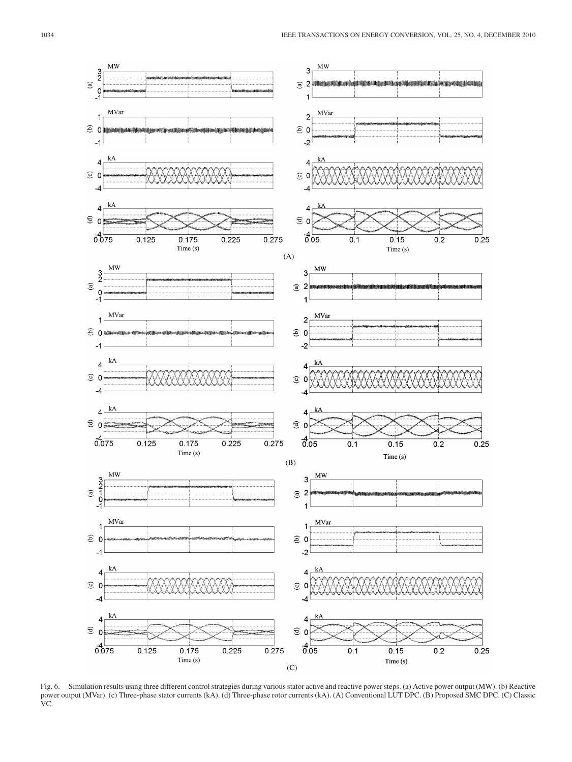Fig. 6. Simulation results using three different control strategies during various stator active and reactive power steps. (a) Active power output (MW). (b) Reactive power output (MVar). (c) Three-phase stator currents (kA). (d) Three-phase rotor currents (kA). (A) Conventional LUT DPC. (B) Proposed SMC DPC. (C) Classic VC.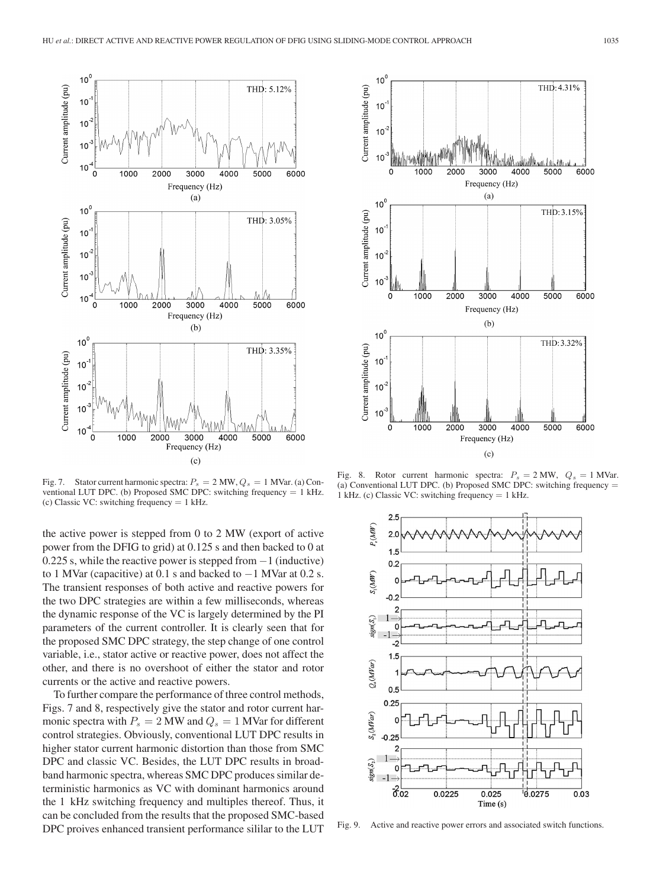Fig. 7. Stator current harmonic spectra: $P_s = 2$ MW, $Q_s = 1$ MVar. (a) Conventional LUT DPC. (b) Proposed SMC DPC: switching frequency = 1 kHz. (c) Classic VC: switching frequency = 1 kHz.

Fig. 8. Rotor current harmonic spectra: $P_s = 2$ MW, $Q_s = 1$ MVar. (a) Conventional LUT DPC. (b) Proposed SMC DPC: switching frequency = 1 kHz. (c) Classic VC: switching frequency = 1 kHz.

the active power is stepped from 0 to 2 MW (export of active power from the DFIG to grid) at 0.125 s and then backed to 0 at 0.225 s, while the reactive power is stepped from −1 (inductive) to 1 MVar (capacitive) at 0.1 s and backed to −1 MVar at 0.2 s. The transient responses of both active and reactive powers for the two DPC strategies are within a few milliseconds, whereas the dynamic response of the VC is largely determined by the PI parameters of the current controller. It is clearly seen that for the proposed SMC DPC strategy, the step change of one control variable, i.e., stator active or reactive power, does not affect the other, and there is no overshoot of either the stator and rotor currents or the active and reactive powers.

To further compare the performance of three control methods, Figs. 7 and 8, respectively give the stator and rotor current harmonic spectra with $P_s = 2$ MW and $Q_s = 1$ MVar for different control strategies. Obviously, conventional LUT DPC results in higher stator current harmonic distortion than those from SMC DPC and classic VC. Besides, the LUT DPC results in broadband harmonic spectra, whereas SMC DPC produces similar deterministic harmonics as VC with dominant harmonics around the 1 kHz switching frequency and multiples thereof. Thus, it can be concluded from the results that the proposed SMC-based DPC proives enhanced transient performance sililar to the LUT

Fig. 9. Active and reactive power errors and associated switch functions.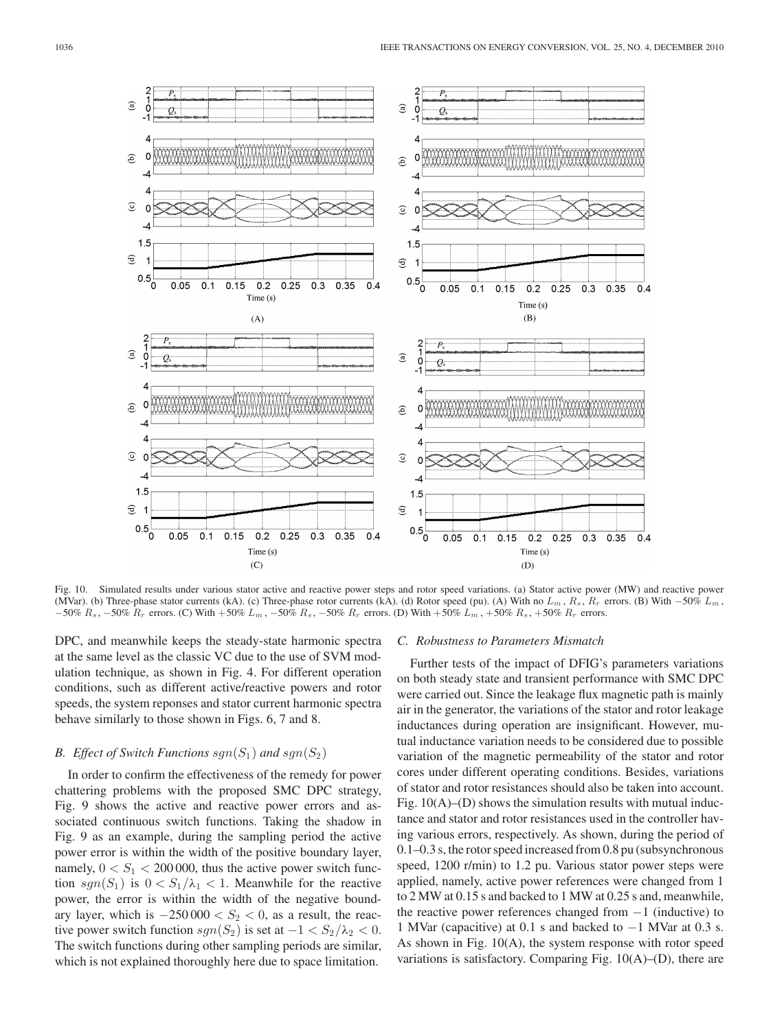Fig. 10. Simulated results under various stator active and reactive power steps and rotor speed variations. (a) Stator active power (MW) and reactive power (MVar). (b) Three-phase stator currents (kA). (c) Three-phase rotor currents (kA). (d) Rotor speed (pu). (A) With no $L_m$, $R_s$, $R_r$ errors. (B) With $-50\%$ $L_m$, $-50\%$ $R_s$, $-50\%$ $R_r$ errors. (C) With $+50\%$ $L_m$, $-50\%$ $R_s$, $-50\%$ $R_r$ errors. (D) With $+50\%$ $L_m$, $+50\%$ $R_s$, $+50\%$ $R_r$ errors.

DPC, and meanwhile keeps the steady-state harmonic spectra at the same level as the classic VC due to the use of SVM modulation technique, as shown in Fig. 4. For different operation conditions, such as different active/reactive powers and rotor speeds, the system reponses and stator current harmonic spectra behave similarly to those shown in Figs. 6, 7 and 8.

### B. Effect of Switch Functions $sgn(S_1)$ and $sgn(S_2)$

In order to confirm the effectiveness of the remedy for power chattering problems with the proposed SMC DPC strategy, Fig. 9 shows the active and reactive power errors and associated continuous switch functions. Taking the shadow in Fig. 9 as an example, during the sampling period the active power error is within the width of the positive boundary layer, namely, $0 < S_1 < 200\,000$, thus the active power switch function $sgn(S_1)$ is $0 < S_1/\lambda_1 < 1$. Meanwhile for the reactive power, the error is within the width of the negative boundary layer, which is $-250\,000 < S_2 < 0$, as a result, the reactive power switch function $sgn(S_2)$ is set at $-1 < S_2/\lambda_2 < 0$. The switch functions during other sampling periods are similar, which is not explained thoroughly here due to space limitation.

### C. Robustness to Parameters Mismatch

Further tests of the impact of DFIG's parameters variations on both steady state and transient performance with SMC DPC were carried out. Since the leakage flux magnetic path is mainly air in the generator, the variations of the stator and rotor leakage inductances during operation are insignificant. However, mutual inductance variation needs to be considered due to possible variation of the magnetic permeability of the stator and rotor cores under different operating conditions. Besides, variations of stator and rotor resistances should also be taken into account. Fig. 10(A)–(D) shows the simulation results with mutual inductance and stator and rotor resistances used in the controller having various errors, respectively. As shown, during the period of 0.1–0.3 s, the rotor speed increased from 0.8 pu (subsynchronous speed, 1200 r/min) to 1.2 pu. Various stator power steps were applied, namely, active power references were changed from 1 to 2 MW at 0.15 s and backed to 1 MW at 0.25 s and, meanwhile, the reactive power references changed from $-1$ (inductive) to 1 MVar (capacitive) at 0.1 s and backed to $-1$ MVar at 0.3 s. As shown in Fig. 10(A), the system response with rotor speed variations is satisfactory. Comparing Fig. 10(A)–(D), there are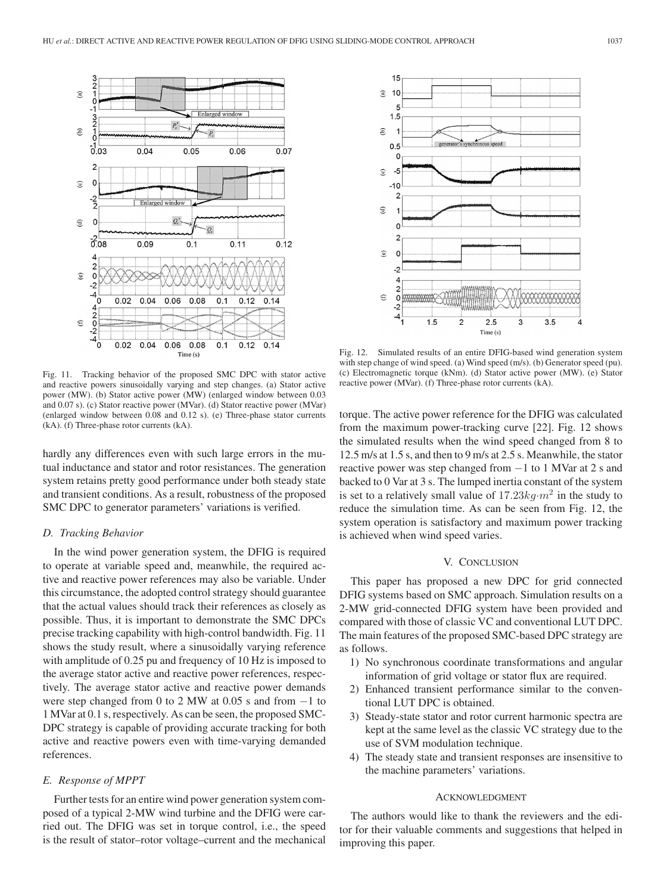Fig. 11. Tracking behavior of the proposed SMC DPC with stator active and reactive powers sinusoidally varying and step changes. (a) Stator active power (MW). (b) Stator active power (MW) (enlarged window between 0.03 and 0.07 s). (c) Stator reactive power (MVar). (d) Stator reactive power (MVar) (enlarged window between 0.08 and 0.12 s). (e) Three-phase stator currents (kA). (f) Three-phase rotor currents (kA).

Fig. 12. Simulated results of an entire DFIG-based wind generation system with step change of wind speed. (a) Wind speed (m/s). (b) Generator speed (pu). (c) Electromagnetic torque (kNm). (d) Stator active power (MW). (e) Stator reactive power (MVar). (f) Three-phase rotor currents (kA).

hardly any differences even with such large errors in the mutual inductance and stator and rotor resistances. The generation system retains pretty good performance under both steady state and transient conditions. As a result, robustness of the proposed SMC DPC to generator parameters' variations is verified.

### *D. Tracking Behavior*

In the wind power generation system, the DFIG is required to operate at variable speed and, meanwhile, the required active and reactive power references may also be variable. Under this circumstance, the adopted control strategy should guarantee that the actual values should track their references as closely as possible. Thus, it is important to demonstrate the SMC DPCs precise tracking capability with high-control bandwidth. Fig. 11 shows the study result, where a sinusoidally varying reference with amplitude of 0.25 pu and frequency of 10 Hz is imposed to the average stator active and reactive power references, respectively. The average stator active and reactive power demands were step changed from 0 to 2 MW at 0.05 s and from −1 to 1 MVar at 0.1 s, respectively. As can be seen, the proposed SMC-DPC strategy is capable of providing accurate tracking for both active and reactive powers even with time-varying demanded references.

### *E. Response of MPPT*

Further tests for an entire wind power generation system composed of a typical 2-MW wind turbine and the DFIG were carried out. The DFIG was set in torque control, i.e., the speed is the result of stator–rotor voltage–current and the mechanical torque. The active power reference for the DFIG was calculated from the maximum power-tracking curve [22]. Fig. 12 shows the simulated results when the wind speed changed from 8 to 12.5 m/s at 1.5 s, and then to 9 m/s at 2.5 s. Meanwhile, the stator reactive power was step changed from −1 to 1 MVar at 2 s and backed to 0 Var at 3 s. The lumped inertia constant of the system is set to a relatively small value of $17.23 kg{\cdot}m^2$ in the study to reduce the simulation time. As can be seen from Fig. 12, the system operation is satisfactory and maximum power tracking is achieved when wind speed varies.

## V. Conclusion

This paper has proposed a new DPC for grid connected DFIG systems based on SMC approach. Simulation results on a 2-MW grid-connected DFIG system have been provided and compared with those of classic VC and conventional LUT DPC. The main features of the proposed SMC-based DPC strategy are as follows.

1) No synchronous coordinate transformations and angular information of grid voltage or stator flux are required.
2) Enhanced transient performance similar to the conventional LUT DPC is obtained.
3) Steady-state stator and rotor current harmonic spectra are kept at the same level as the classic VC strategy due to the use of SVM modulation technique.
4) The steady state and transient responses are insensitive to the machine parameters' variations.

## Acknowledgment

The authors would like to thank the reviewers and the editor for their valuable comments and suggestions that helped in improving this paper.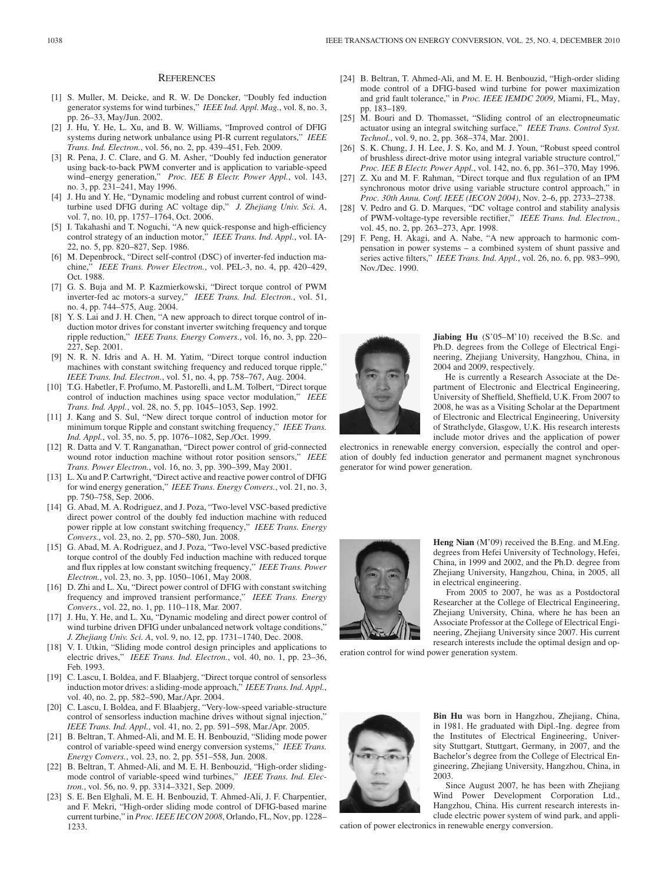## References

[1] S. Muller, M. Deicke, and R. W. De Doncker, "Doubly fed induction generator systems for wind turbines," *IEEE Ind. Appl. Mag.*, vol. 8, no. 3, pp. 26–33, May/Jun. 2002.

[2] J. Hu, Y. He, L. Xu, and B. W. Williams, "Improved control of DFIG systems during network unbalance using PI-R current regulators," *IEEE Trans. Ind. Electron.*, vol. 56, no. 2, pp. 439–451, Feb. 2009.

[3] R. Pena, J. C. Clare, and G. M. Asher, "Doubly fed induction generator using back-to-back PWM converter and is application to variable-speed wind–energy generation," *Proc. IEE B Electr. Power Appl.*, vol. 143, no. 3, pp. 231–241, May 1996.

[4] J. Hu and Y. He, "Dynamic modeling and robust current control of wind-turbine used DFIG during AC voltage dip," *J. Zhejiang Univ. Sci. A*, vol. 7, no. 10, pp. 1757–1764, Oct. 2006.

[5] I. Takahashi and T. Noguchi, "A new quick-response and high-efficiency control strategy of an induction motor," *IEEE Trans. Ind. Appl.*, vol. IA-22, no. 5, pp. 820–827, Sep. 1986.

[6] M. Depenbrock, "Direct self-control (DSC) of inverter-fed induction machine," *IEEE Trans. Power Electron.*, vol. PEL-3, no. 4, pp. 420–429, Oct. 1988.

[7] G. S. Buja and M. P. Kazmierkowski, "Direct torque control of PWM inverter-fed ac motors-a survey," *IEEE Trans. Ind. Electron.*, vol. 51, no. 4, pp. 744–575, Aug. 2004.

[8] Y. S. Lai and J. H. Chen, "A new approach to direct torque control of induction motor drives for constant inverter switching frequency and torque ripple reduction," *IEEE Trans. Energy Convers.*, vol. 16, no. 3, pp. 220–227, Sep. 2001.

[9] N. R. N. Idris and A. H. M. Yatim, "Direct torque control induction machines with constant switching frequency and reduced torque ripple," *IEEE Trans. Ind. Electron.*, vol. 51, no. 4, pp. 758–767, Aug. 2004.

[10] T.G. Habetler, F. Profumo, M. Pastorelli, and L.M. Tolbert, "Direct torque control of induction machines using space vector modulation," *IEEE Trans. Ind. Appl.*, vol. 28, no. 5, pp. 1045–1053, Sep. 1992.

[11] J. Kang and S. Sul, "New direct torque control of induction motor for minimum torque Ripple and constant switching frequency," *IEEE Trans. Ind. Appl.*, vol. 35, no. 5, pp. 1076–1082, Sep./Oct. 1999.

[12] R. Datta and V. T. Ranganathan, "Direct power control of grid-connected wound rotor induction machine without rotor position sensors," *IEEE Trans. Power Electron.*, vol. 16, no. 3, pp. 390–399, May 2001.

[13] L. Xu and P. Cartwright, "Direct active and reactive power control of DFIG for wind energy generation," *IEEE Trans. Energy Convers.*, vol. 21, no. 3, pp. 750–758, Sep. 2006.

[14] G. Abad, M. A. Rodriguez, and J. Poza, "Two-level VSC-based predictive direct power control of the doubly fed induction machine with reduced power ripple at low constant switching frequency," *IEEE Trans. Energy Convers.*, vol. 23, no. 2, pp. 570–580, Jun. 2008.

[15] G. Abad, M. A. Rodriguez, and J. Poza, "Two-level VSC-based predictive torque control of the doubly Fed induction machine with reduced torque and flux ripples at low constant switching frequency," *IEEE Trans. Power Electron.*, vol. 23, no. 3, pp. 1050–1061, May 2008.

[16] D. Zhi and L. Xu, "Direct power control of DFIG with constant switching frequency and improved transient performance," *IEEE Trans. Energy Convers.*, vol. 22, no. 1, pp. 110–118, Mar. 2007.

[17] J. Hu, Y. He, and L. Xu, "Dynamic modeling and direct power control of wind turbine driven DFIG under unbalanced network voltage conditions," *J. Zhejiang Univ. Sci. A*, vol. 9, no. 12, pp. 1731–1740, Dec. 2008.

[18] V. I. Utkin, "Sliding mode control design principles and applications to electric drives," *IEEE Trans. Ind. Electron.*, vol. 40, no. 1, pp. 23–36, Feb. 1993.

[19] C. Lascu, I. Boldea, and F. Blaabjerg, "Direct torque control of sensorless induction motor drives: a sliding-mode approach," *IEEE Trans. Ind. Appl.*, vol. 40, no. 2, pp. 582–590, Mar./Apr. 2004.

[20] C. Lascu, I. Boldea, and F. Blaabjerg, "Very-low-speed variable-structure control of sensorless induction machine drives without signal injection," *IEEE Trans. Ind. Appl.*, vol. 41, no. 2, pp. 591–598, Mar./Apr. 2005.

[21] B. Beltran, T. Ahmed-Ali, and M. E. H. Benbouzid, "Sliding mode power control of variable-speed wind energy conversion systems," *IEEE Trans. Energy Convers.*, vol. 23, no. 2, pp. 551–558, Jun. 2008.

[22] B. Beltran, T. Ahmed-Ali, and M. E. H. Benbouzid, "High-order sliding-mode control of variable-speed wind turbines," *IEEE Trans. Ind. Electron.*, vol. 56, no. 9, pp. 3314–3321, Sep. 2009.

[23] S. E. Ben Elghali, M. E. H. Benbouzid, T. Ahmed-Ali, J. F. Charpentier, and F. Mekri, "High-order sliding mode control of DFIG-based marine current turbine," in *Proc. IEEE IECON 2008*, Orlando, FL, Nov, pp. 1228–1233.

[24] B. Beltran, T. Ahmed-Ali, and M. E. H. Benbouzid, "High-order sliding mode control of a DFIG-based wind turbine for power maximization and grid fault tolerance," in *Proc. IEEE IEMDC 2009*, Miami, FL, May, pp. 183–189.

[25] M. Bouri and D. Thomasset, "Sliding control of an electropneumatic actuator using an integral switching surface," *IEEE Trans. Control Syst. Technol.*, vol. 9, no. 2, pp. 368–374, Mar. 2001.

[26] S. K. Chung, J. H. Lee, J. S. Ko, and M. J. Youn, "Robust speed control of brushless direct-drive motor using integral variable structure control," *Proc. IEE B Electr. Power Appl.*, vol. 142, no. 6, pp. 361–370, May 1996.

[27] Z. Xu and M. F. Rahman, "Direct torque and flux regulation of an IPM synchronous motor drive using variable structure control approach," in *Proc. 30th Annu. Conf. IEEE (IECON 2004)*, Nov. 2–6, pp. 2733–2738.

[28] V. Pedro and G. D. Marques, "DC voltage control and stability analysis of PWM-voltage-type reversible rectifier," *IEEE Trans. Ind. Electron.*, vol. 45, no. 2, pp. 263–273, Apr. 1998.

[29] F. Peng, H. Akagi, and A. Nabe, "A new approach to harmonic compensation in power systems – a combined system of shunt passive and series active filters," *IEEE Trans. Ind. Appl.*, vol. 26, no. 6, pp. 983–990, Nov./Dec. 1990.

**Jiabing Hu** (S'05–M'10) received the B.Sc. and Ph.D. degrees from the College of Electrical Engineering, Zhejiang University, Hangzhou, China, in 2004 and 2009, respectively.

He is currently a Research Associate at the Department of Electronic and Electrical Engineering, University of Sheffield, Sheffield, U.K. From 2007 to 2008, he was as a Visiting Scholar at the Department of Electronic and Electrical Engineering, University of Strathclyde, Glasgow, U.K. His research interests include motor drives and the application of power electronics in renewable energy conversion, especially the control and operation of doubly fed induction generator and permanent magnet synchronous generator for wind power generation.

**Heng Nian** (M'09) received the B.Eng. and M.Eng. degrees from Hefei University of Technology, Hefei, China, in 1999 and 2002, and the Ph.D. degree from Zhejiang University, Hangzhou, China, in 2005, all in electrical engineering.

From 2005 to 2007, he was as a Postdoctoral Researcher at the College of Electrical Engineering, Zhejiang University, China, where he has been an Associate Professor at the College of Electrical Engineering, Zhejiang University since 2007. His current research interests include the optimal design and operation control for wind power generation system.

**Bin Hu** was born in Hangzhou, Zhejiang, China, in 1981. He graduated with Dipl.-Ing. degree from the Institutes of Electrical Engineering, University Stuttgart, Stuttgart, Germany, in 2007, and the Bachelor's degree from the College of Electrical Engineering, Zhejiang University, Hangzhou, China, in 2003.

Since August 2007, he has been with Zhejiang Wind Power Development Corporation Ltd., Hangzhou, China. His current research interests include electric power system of wind park, and application of power electronics in renewable energy conversion.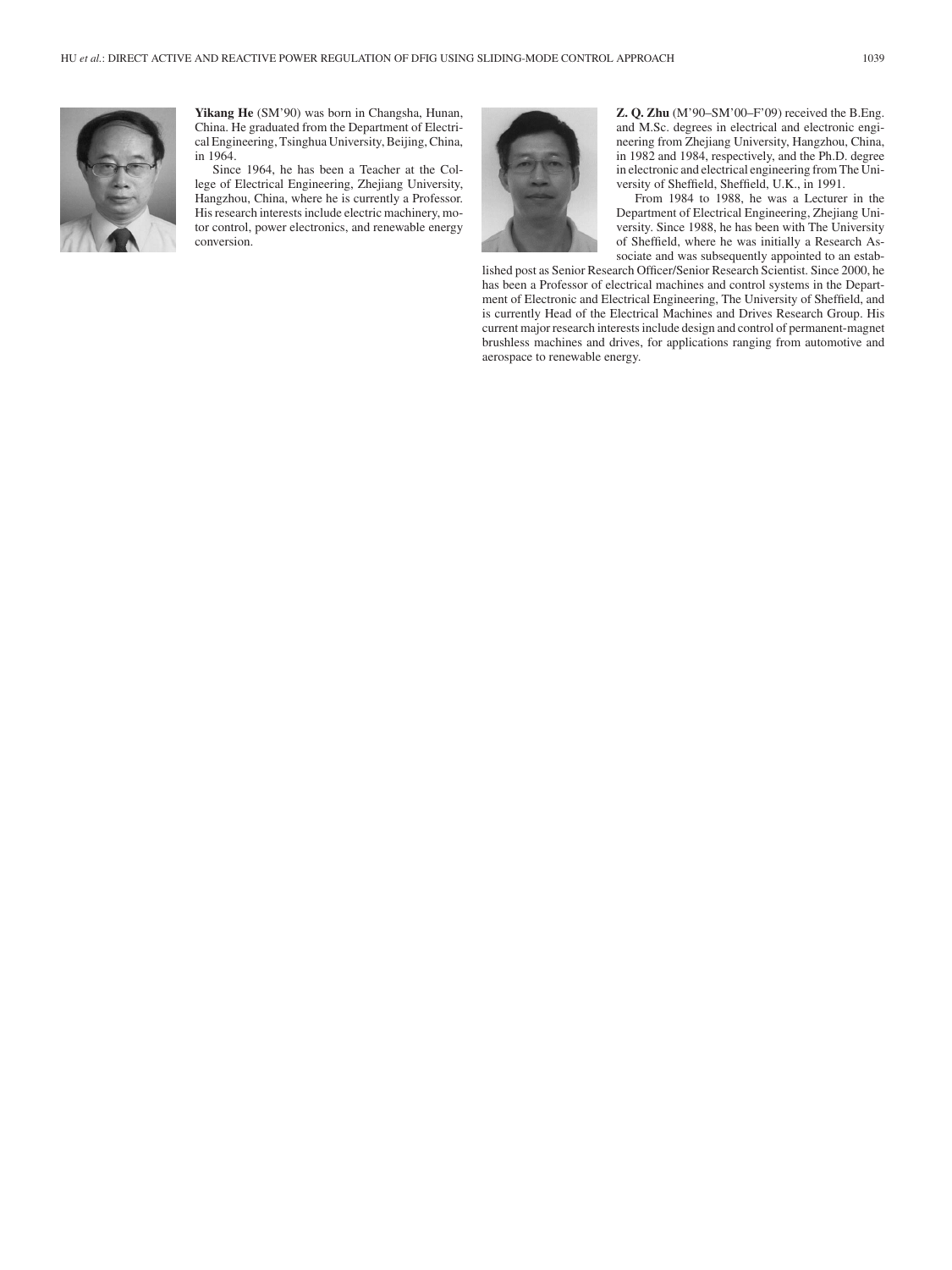**Yikang He** (SM'90) was born in Changsha, Hunan, China. He graduated from the Department of Electrical Engineering, Tsinghua University, Beijing, China, in 1964.

Since 1964, he has been a Teacher at the College of Electrical Engineering, Zhejiang University, Hangzhou, China, where he is currently a Professor. His research interests include electric machinery, motor control, power electronics, and renewable energy conversion.

**Z. Q. Zhu** (M'90–SM'00–F'09) received the B.Eng. and M.Sc. degrees in electrical and electronic engineering from Zhejiang University, Hangzhou, China, in 1982 and 1984, respectively, and the Ph.D. degree in electronic and electrical engineering from The University of Sheffield, Sheffield, U.K., in 1991.

From 1984 to 1988, he was a Lecturer in the Department of Electrical Engineering, Zhejiang University. Since 1988, he has been with The University of Sheffield, where he was initially a Research Associate and was subsequently appointed to an established post as Senior Research Officer/Senior Research Scientist. Since 2000, he has been a Professor of electrical machines and control systems in the Department of Electronic and Electrical Engineering, The University of Sheffield, and is currently Head of the Electrical Machines and Drives Research Group. His current major research interests include design and control of permanent-magnet brushless machines and drives, for applications ranging from automotive and aerospace to renewable energy.